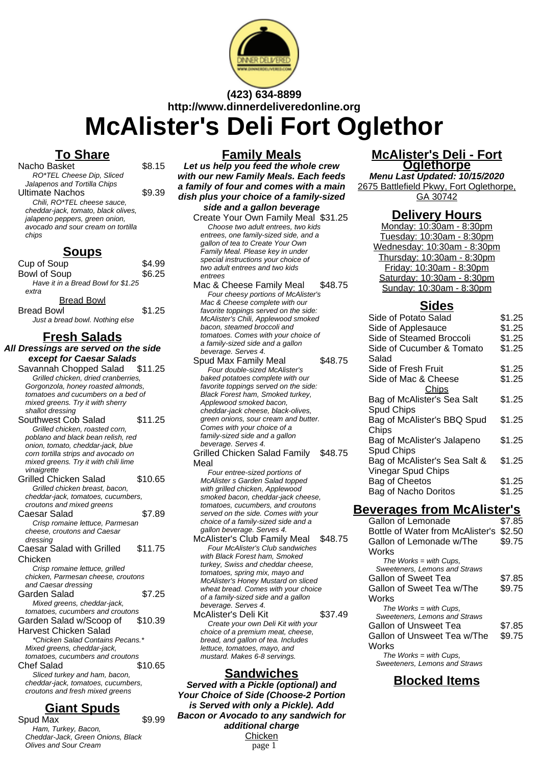(423) 634-8899
http://www.dinnerdeliveredonline.org

# McAlister's Deli Fort Oglethor

## To Share

| Item | Price |
|---|---|
| Nacho Basket | $8.15 |
| *RO*TEL Cheese Dip, Sliced Jalapenos and Tortilla Chips* | |
| Ultimate Nachos | $9.39 |
| *Chili, RO*TEL cheese sauce, cheddar-jack, tomato, black olives, jalapeno peppers, green onion, avocado and sour cream on tortilla chips* | |

## Soups

| Item | Price |
|---|---|
| Cup of Soup | $4.99 |
| Bowl of Soup | $6.25 |
| *Have it in a Bread Bowl for $1.25 extra* | |

### Bread Bowl

| Item | Price |
|---|---|
| Bread Bowl | $1.25 |
| *Just a bread bowl. Nothing else* | |

## Fresh Salads

**All Dressings are served on the side except for Caesar Salads**

| Item | Price |
|---|---|
| Savannah Chopped Salad | $11.25 |
| *Grilled chicken, dried cranberries, Gorgonzola, honey roasted almonds, tomatoes and cucumbers on a bed of mixed greens. Try it with sherry shallot dressing* | |
| Southwest Cob Salad | $11.25 |
| *Grilled chicken, roasted corn, poblano and black bean relish, red onion, tomato, cheddar-jack, blue corn tortilla strips and avocado on mixed greens. Try it with chili lime vinaigrette* | |
| Grilled Chicken Salad | $10.65 |
| *Grilled chicken breast, bacon, cheddar-jack, tomatoes, cucumbers, croutons and mixed greens* | |
| Caesar Salad | $7.89 |
| *Crisp romaine lettuce, Parmesan cheese, croutons and Caesar dressing* | |
| Caesar Salad with Grilled Chicken | $11.75 |
| *Crisp romaine lettuce, grilled chicken, Parmesan cheese, croutons and Caesar dressing* | |
| Garden Salad | $7.25 |
| *Mixed greens, cheddar-jack, tomatoes, cucumbers and croutons* | |
| Garden Salad w/Scoop of Harvest Chicken Salad | $10.39 |
| *\*Chicken Salad Contains Pecans.\* Mixed greens, cheddar-jack, tomatoes, cucumbers and croutons* | |
| Chef Salad | $10.65 |
| *Sliced turkey and ham, bacon, cheddar-jack, tomatoes, cucumbers, croutons and fresh mixed greens* | |

## Giant Spuds

| Item | Price |
|---|---|
| Spud Max | $9.99 |
| *Ham, Turkey, Bacon, Cheddar-Jack, Green Onions, Black Olives and Sour Cream* | |

## Family Meals

**Let us help you feed the whole crew with our new Family Meals. Each feeds a family of four and comes with a main dish plus your choice of a family-sized side and a gallon beverage**

| Item | Price |
|---|---|
| Create Your Own Family Meal | $31.25 |
| *Choose two adult entrees, two kids entrees, one family-sized side, and a gallon of tea to Create Your Own Family Meal. Please key in under special instructions your choice of two adult entrees and two kids entrees* | |
| Mac & Cheese Family Meal | $48.75 |
| *Four cheesy portions of McAlister's Mac & Cheese complete with our favorite toppings served on the side: McAlister's Chili, Applewood smoked bacon, steamed broccoli and tomatoes. Comes with your choice of a family-sized side and a gallon beverage. Serves 4.* | |
| Spud Max Family Meal | $48.75 |
| *Four double-sized McAlister's baked potatoes complete with our favorite toppings served on the side: Black Forest ham, Smoked turkey, Applewood smoked bacon, cheddar-jack cheese, black-olives, green onions, sour cream and butter. Comes with your choice of a family-sized side and a gallon beverage. Serves 4.* | |
| Grilled Chicken Salad Family Meal | $48.75 |
| *Four entree-sized portions of McAlister s Garden Salad topped with grilled chicken, Applewood smoked bacon, cheddar-jack cheese, tomatoes, cucumbers, and croutons served on the side. Comes with your choice of a family-sized side and a gallon beverage. Serves 4.* | |
| McAlister's Club Family Meal | $48.75 |
| *Four McAlister's Club sandwiches with Black Forest ham, Smoked turkey, Swiss and cheddar cheese, tomatoes, spring mix, mayo and McAlister's Honey Mustard on sliced wheat bread. Comes with your choice of a family-sized side and a gallon beverage. Serves 4.* | |
| McAlister's Deli Kit | $37.49 |
| *Create your own Deli Kit with your choice of a premium meat, cheese, bread, and gallon of tea. Includes lettuce, tomatoes, mayo, and mustard. Makes 6-8 servings.* | |

## Sandwiches

**Served with a Pickle (optional) and Your Choice of Side (Choose-2 Portion is Served with only a Pickle). Add Bacon or Avocado to any sandwich for additional charge**

### Chicken

## McAlister's Deli - Fort Oglethorpe

**Menu Last Updated: 10/15/2020**

2675 Battlefield Pkwy, Fort Oglethorpe, GA 30742

## Delivery Hours

Monday: 10:30am - 8:30pm
Tuesday: 10:30am - 8:30pm
Wednesday: 10:30am - 8:30pm
Thursday: 10:30am - 8:30pm
Friday: 10:30am - 8:30pm
Saturday: 10:30am - 8:30pm
Sunday: 10:30am - 8:30pm

## Sides

| Item | Price |
|---|---|
| Side of Potato Salad | $1.25 |
| Side of Applesauce | $1.25 |
| Side of Steamed Broccoli | $1.25 |
| Side of Cucumber & Tomato Salad | $1.25 |
| Side of Fresh Fruit | $1.25 |
| Side of Mac & Cheese | $1.25 |

### Chips

| Item | Price |
|---|---|
| Bag of McAlister's Sea Salt Spud Chips | $1.25 |
| Bag of McAlister's BBQ Spud Chips | $1.25 |
| Bag of McAlister's Jalapeno Spud Chips | $1.25 |
| Bag of McAlister's Sea Salt & Vinegar Spud Chips | $1.25 |
| Bag of Cheetos | $1.25 |
| Bag of Nacho Doritos | $1.25 |

## Beverages from McAlister's

| Item | Price |
|---|---|
| Gallon of Lemonade | $7.85 |
| Bottle of Water from McAlister's | $2.50 |
| Gallon of Lemonade w/The Works | $9.75 |
| *The Works = with Cups, Sweeteners, Lemons and Straws* | |
| Gallon of Sweet Tea | $7.85 |
| Gallon of Sweet Tea w/The Works | $9.75 |
| *The Works = with Cups, Sweeteners, Lemons and Straws* | |
| Gallon of Unsweet Tea | $7.85 |
| Gallon of Unsweet Tea w/The Works | $9.75 |
| *The Works = with Cups, Sweeteners, Lemons and Straws* | |

## Blocked Items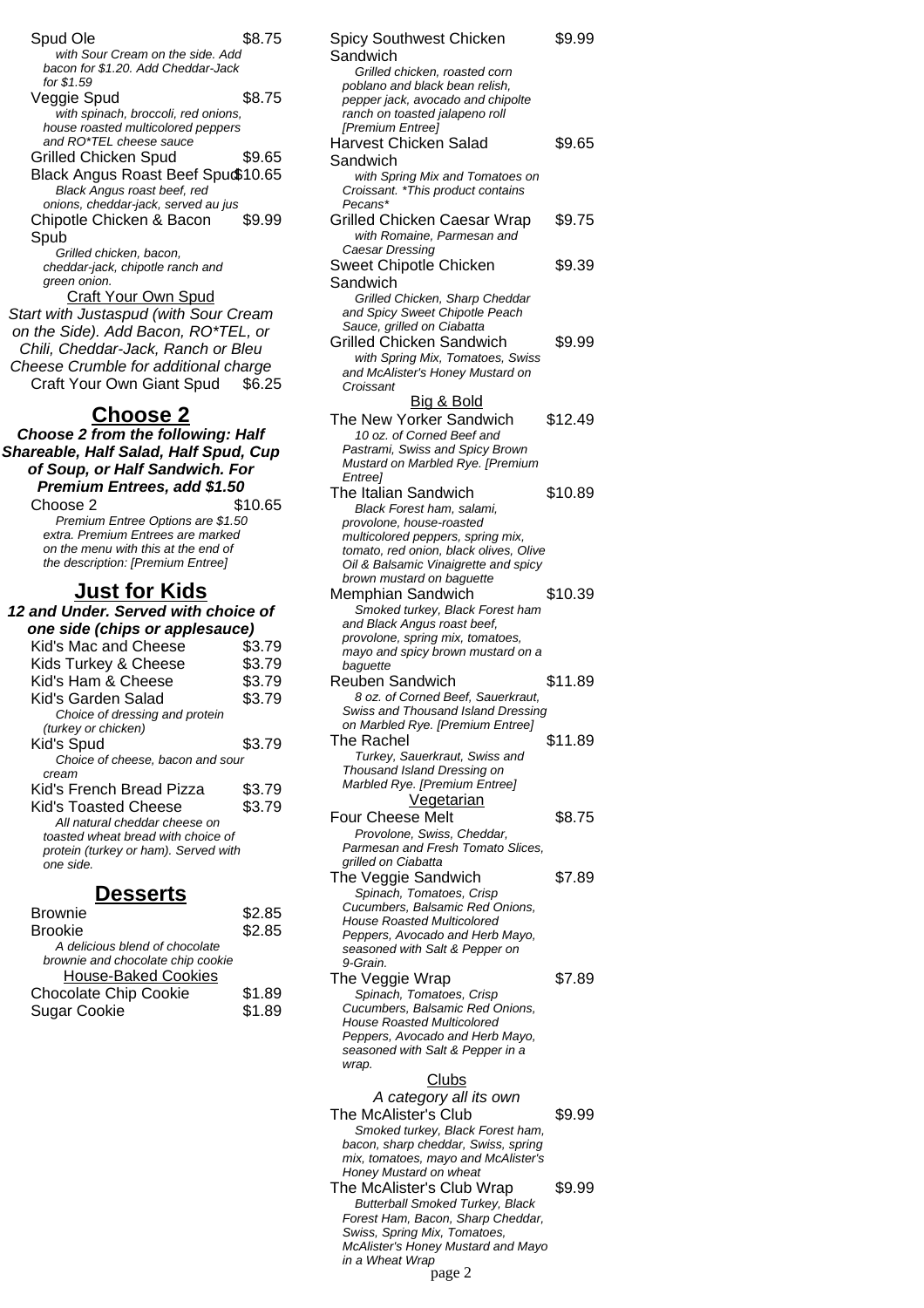Spud Ole $8.75
*with Sour Cream on the side. Add bacon for $1.20. Add Cheddar-Jack for $1.59*

Veggie Spud $8.75
*with spinach, broccoli, red onions, house roasted multicolored peppers and RO*TEL cheese sauce*

Grilled Chicken Spud $9.65

Black Angus Roast Beef Spud $10.65
*Black Angus roast beef, red onions, cheddar-jack, served au jus*

Chipotle Chicken & Bacon Spub $9.99
*Grilled chicken, bacon, cheddar-jack, chipotle ranch and green onion.*

Craft Your Own Spud

*Start with Justaspud (with Sour Cream on the Side). Add Bacon, RO*TEL, or Chili, Cheddar-Jack, Ranch or Bleu Cheese Crumble for additional charge*

Craft Your Own Giant Spud $6.25

## Choose 2

***Choose 2 from the following: Half Shareable, Half Salad, Half Spud, Cup of Soup, or Half Sandwich. For Premium Entrees, add $1.50***

Choose 2 $10.65
*Premium Entree Options are $1.50 extra. Premium Entrees are marked on the menu with this at the end of the description: [Premium Entree]*

## Just for Kids

***12 and Under. Served with choice of one side (chips or applesauce)***

Kid's Mac and Cheese $3.79

Kids Turkey & Cheese $3.79

Kid's Ham & Cheese $3.79

Kid's Garden Salad $3.79
*Choice of dressing and protein (turkey or chicken)*

Kid's Spud $3.79
*Choice of cheese, bacon and sour cream*

Kid's French Bread Pizza $3.79

Kid's Toasted Cheese $3.79
*All natural cheddar cheese on toasted wheat bread with choice of protein (turkey or ham). Served with one side.*

## Desserts

Brownie $2.85

Brookie $2.85
*A delicious blend of chocolate brownie and chocolate chip cookie*

House-Baked Cookies

Chocolate Chip Cookie $1.89

Sugar Cookie $1.89

Spicy Southwest Chicken Sandwich $9.99
*Grilled chicken, roasted corn poblano and black bean relish, pepper jack, avocado and chipolte ranch on toasted jalapeno roll [Premium Entree]*

Harvest Chicken Salad Sandwich $9.65
*with Spring Mix and Tomatoes on Croissant. *This product contains Pecans**

Grilled Chicken Caesar Wrap $9.75
*with Romaine, Parmesan and Caesar Dressing*

Sweet Chipotle Chicken Sandwich $9.39
*Grilled Chicken, Sharp Cheddar and Spicy Sweet Chipotle Peach Sauce, grilled on Ciabatta*

Grilled Chicken Sandwich $9.99
*with Spring Mix, Tomatoes, Swiss and McAlister's Honey Mustard on Croissant*

Big & Bold

The New Yorker Sandwich $12.49
*10 oz. of Corned Beef and Pastrami, Swiss and Spicy Brown Mustard on Marbled Rye. [Premium Entree]*

The Italian Sandwich $10.89
*Black Forest ham, salami, provolone, house-roasted multicolored peppers, spring mix, tomato, red onion, black olives, Olive Oil & Balsamic Vinaigrette and spicy brown mustard on baguette*

Memphian Sandwich $10.39
*Smoked turkey, Black Forest ham and Black Angus roast beef, provolone, spring mix, tomatoes, mayo and spicy brown mustard on a baguette*

Reuben Sandwich $11.89
*8 oz. of Corned Beef, Sauerkraut, Swiss and Thousand Island Dressing on Marbled Rye. [Premium Entree]*

The Rachel $11.89
*Turkey, Sauerkraut, Swiss and Thousand Island Dressing on Marbled Rye. [Premium Entree]*

Vegetarian

Four Cheese Melt $8.75
*Provolone, Swiss, Cheddar, Parmesan and Fresh Tomato Slices, grilled on Ciabatta*

The Veggie Sandwich $7.89
*Spinach, Tomatoes, Crisp Cucumbers, Balsamic Red Onions, House Roasted Multicolored Peppers, Avocado and Herb Mayo, seasoned with Salt & Pepper on 9-Grain.*

The Veggie Wrap $7.89
*Spinach, Tomatoes, Crisp Cucumbers, Balsamic Red Onions, House Roasted Multicolored Peppers, Avocado and Herb Mayo, seasoned with Salt & Pepper in a wrap.*

Clubs

*A category all its own*

The McAlister's Club $9.99
*Smoked turkey, Black Forest ham, bacon, sharp cheddar, Swiss, spring mix, tomatoes, mayo and McAlister's Honey Mustard on wheat*

The McAlister's Club Wrap $9.99
*Butterball Smoked Turkey, Black Forest Ham, Bacon, Sharp Cheddar, Swiss, Spring Mix, Tomatoes, McAlister's Honey Mustard and Mayo in a Wheat Wrap*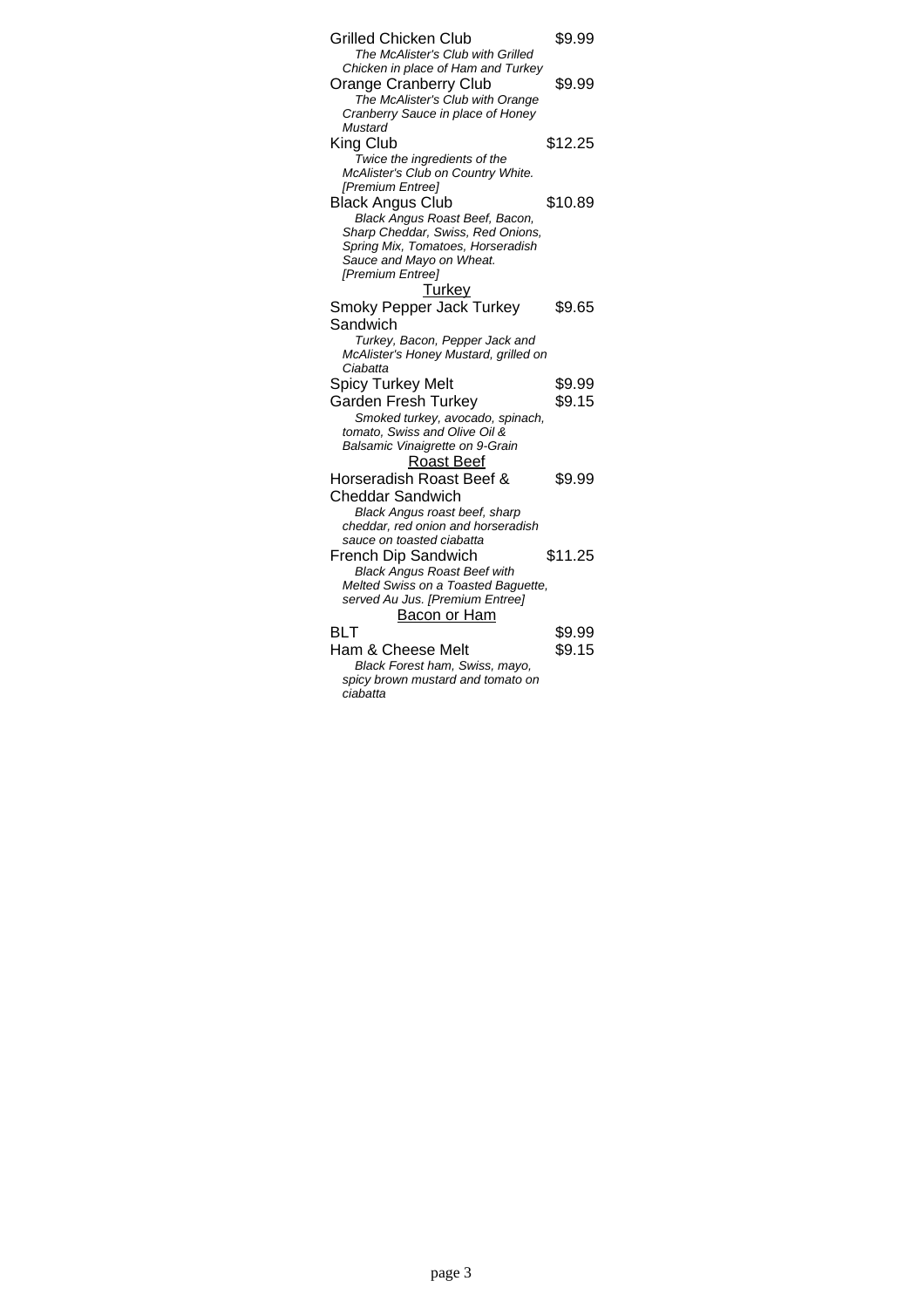Grilled Chicken Club $9.99
*The McAlister's Club with Grilled Chicken in place of Ham and Turkey*

Orange Cranberry Club $9.99
*The McAlister's Club with Orange Cranberry Sauce in place of Honey Mustard*

King Club $12.25
*Twice the ingredients of the McAlister's Club on Country White. [Premium Entree]*

Black Angus Club $10.89
*Black Angus Roast Beef, Bacon, Sharp Cheddar, Swiss, Red Onions, Spring Mix, Tomatoes, Horseradish Sauce and Mayo on Wheat. [Premium Entree]*

### Turkey

Smoky Pepper Jack Turkey Sandwich $9.65
*Turkey, Bacon, Pepper Jack and McAlister's Honey Mustard, grilled on Ciabatta*

Spicy Turkey Melt $9.99

Garden Fresh Turkey $9.15
*Smoked turkey, avocado, spinach, tomato, Swiss and Olive Oil & Balsamic Vinaigrette on 9-Grain*

### Roast Beef

Horseradish Roast Beef & Cheddar Sandwich $9.99
*Black Angus roast beef, sharp cheddar, red onion and horseradish sauce on toasted ciabatta*

French Dip Sandwich $11.25
*Black Angus Roast Beef with Melted Swiss on a Toasted Baguette, served Au Jus. [Premium Entree]*

### Bacon or Ham

BLT $9.99

Ham & Cheese Melt $9.15
*Black Forest ham, Swiss, mayo, spicy brown mustard and tomato on ciabatta*